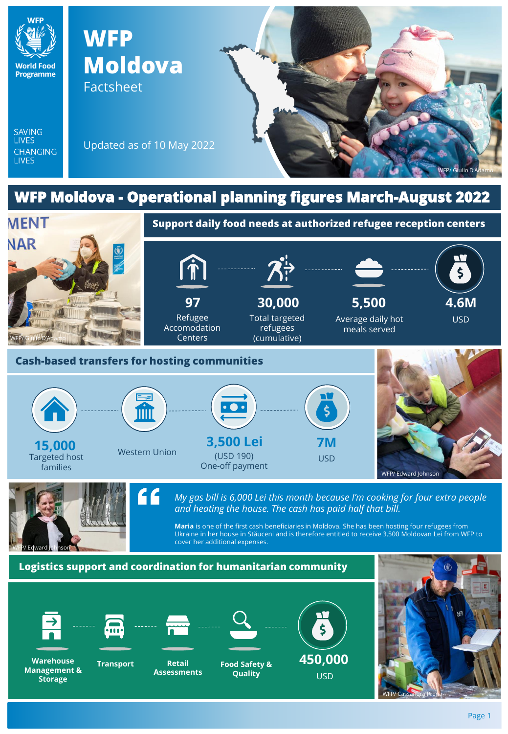World Food Programme

SAVING LIVES
CHANGING LIVES

# WFP Moldova
Factsheet

Updated as of 10 May 2022

WFP/ Giulio D'Adamo

## WFP Moldova - Operational planning figures March-August 2022

WFP/ Giulio D'Adamo

### Support daily food needs at authorized refugee reception centers

- **97** Refugee Accomodation Centers
- **30,000** Total targeted refugees (cumulative)
- **5,500** Average daily hot meals served
- **4.6M** USD

### Cash-based transfers for hosting communities

- **15,000** Targeted host families
- Western Union
- **3,500 Lei** (USD 190) One-off payment
- **7M** USD

WFP/ Edward Johnson

WFP/ Edward Johnson

> *My gas bill is 6,000 Lei this month because I'm cooking for four extra people and heating the house. The cash has paid half that bill.*

**Maria** is one of the first cash beneficiaries in Moldova. She has been hosting four refugees from Ukraine in her house in Străuceni and is therefore entitled to receive 3,500 Moldovan Lei from WFP to cover her additional expenses.

### Logistics support and coordination for humanitarian community

- **Warehouse Management & Storage**
- **Transport**
- **Retail Assessments**
- **Food Safety & Quality**
- **450,000** USD

WFP/ Cassandra Prena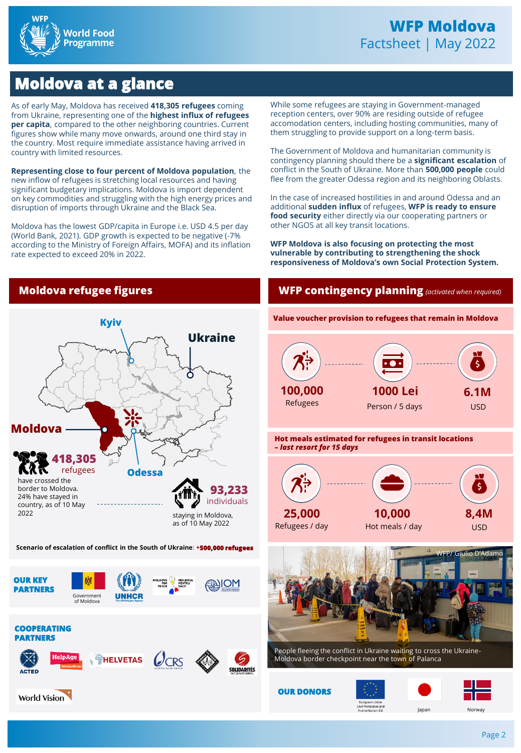# WFP Moldova

Factsheet | May 2022

## Moldova at a glance

As of early May, Moldova has received **418,305 refugees** coming from Ukraine, representing one of the **highest influx of refugees per capita**, compared to the other neighboring countries. Current figures show while many move onwards, around one third stay in the country. Most require immediate assistance having arrived in country with limited resources.

**Representing close to four percent of Moldova population**, the new inflow of refugees is stretching local resources and having significant budgetary implications. Moldova is import dependent on key commodities and struggling with the high energy prices and disruption of imports through Ukraine and the Black Sea.

Moldova has the lowest GDP/capita in Europe i.e. USD 4.5 per day (World Bank, 2021). GDP growth is expected to be negative (-7% according to the Ministry of Foreign Affairs, MOFA) and its inflation rate expected to exceed 20% in 2022.

While some refugees are staying in Government-managed reception centers, over 90% are residing outside of refugee accomodation centers, including hosting communities, many of them struggling to provide support on a long-term basis.

The Government of Moldova and humanitarian community is contingency planning should there be a **significant escalation** of conflict in the South of Ukraine. More than **500,000 people** could flee from the greater Odessa region and its neighboring Oblasts.

In the case of increased hostilities in and around Odessa and an additional **sudden influx** of refugees, **WFP is ready to ensure food security** either directly via our cooperating partners or other NGOS at all key transit locations.

**WFP Moldova is also focusing on protecting the most vulnerable by contributing to strengthening the shock responsiveness of Moldova's own Social Protection System.**

## Moldova refugee figures

Kyiv

Ukraine

Moldova

Odessa

**418,305** refugees have crossed the border to Moldova. 24% have stayed in country, as of 10 May 2022

**93,233** individuals staying in Moldova, as of 10 May 2022

**Scenario of escalation of conflict in the South of Ukraine**: **+500,000 refugees**

## WFP contingency planning *(activated when required)*

**Value voucher provision to refugees that remain in Moldova**

**100,000** Refugees

**1000 Lei** Person / 5 days

**6.1M** USD

**Hot meals estimated for refugees in transit locations – *last resort for 15 days***

**25,000** Refugees / day

**10,000** Hot meals / day

**8,4M** USD

WFP/ Giulio D'Adamo

People fleeing the conflict in Ukraine waiting to cross the Ukraine-Moldova border checkpoint near the town of Palanca

## OUR KEY PARTNERS

Government of Moldova, UNHCR, Moldova for Peace, IOM

## COOPERATING PARTNERS

ACTED, HelpAge International, HELVETAS, CRS, Solidarités International, World Vision

## OUR DONORS

European Union Civil Protection and Humanitarian Aid, Japan, Norway